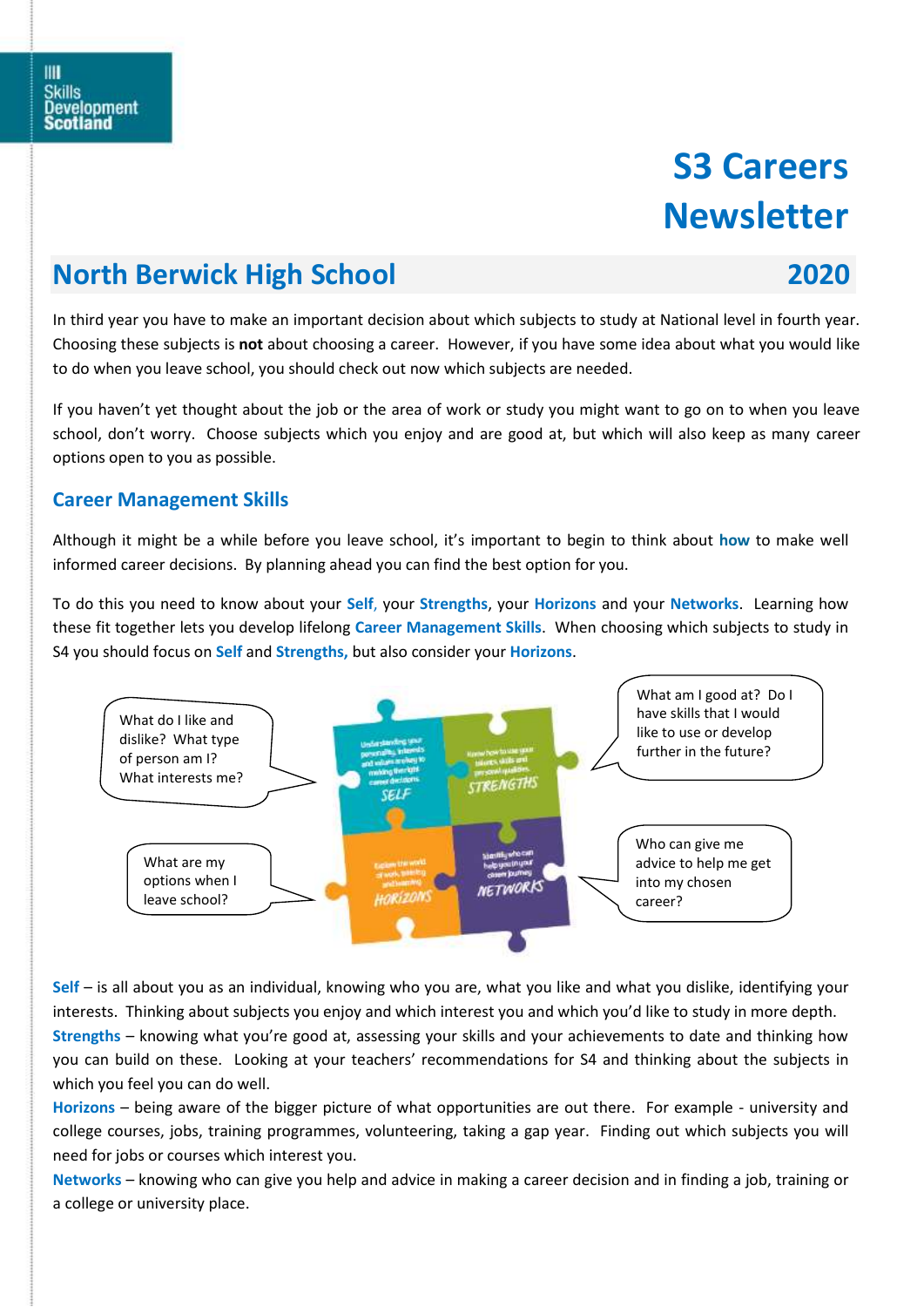Skills Development Scotland

# S3 Careers Newsletter

## North Berwick High School 2020

In third year you have to make an important decision about which subjects to study at National level in fourth year. Choosing these subjects is **not** about choosing a career. However, if you have some idea about what you would like to do when you leave school, you should check out now which subjects are needed.

If you haven't yet thought about the job or the area of work or study you might want to go on to when you leave school, don't worry. Choose subjects which you enjoy and are good at, but which will also keep as many career options open to you as possible.

### Career Management Skills

Although it might be a while before you leave school, it's important to begin to think about **how** to make well informed career decisions. By planning ahead you can find the best option for you.

To do this you need to know about your **Self**, your **Strengths**, your **Horizons** and your **Networks**. Learning how these fit together lets you develop lifelong **Career Management Skills**. When choosing which subjects to study in S4 you should focus on **Self** and **Strengths,** but also consider your **Horizons**.

What do I like and dislike? What type of person am I? What interests me?

What am I good at? Do I have skills that I would like to use or develop further in the future?

What are my options when I leave school?

Who can give me advice to help me get into my chosen career?

**Self** – is all about you as an individual, knowing who you are, what you like and what you dislike, identifying your interests. Thinking about subjects you enjoy and which interest you and which you'd like to study in more depth.
**Strengths** – knowing what you're good at, assessing your skills and your achievements to date and thinking how you can build on these. Looking at your teachers' recommendations for S4 and thinking about the subjects in which you feel you can do well.
**Horizons** – being aware of the bigger picture of what opportunities are out there. For example - university and college courses, jobs, training programmes, volunteering, taking a gap year. Finding out which subjects you will need for jobs or courses which interest you.
**Networks** – knowing who can give you help and advice in making a career decision and in finding a job, training or a college or university place.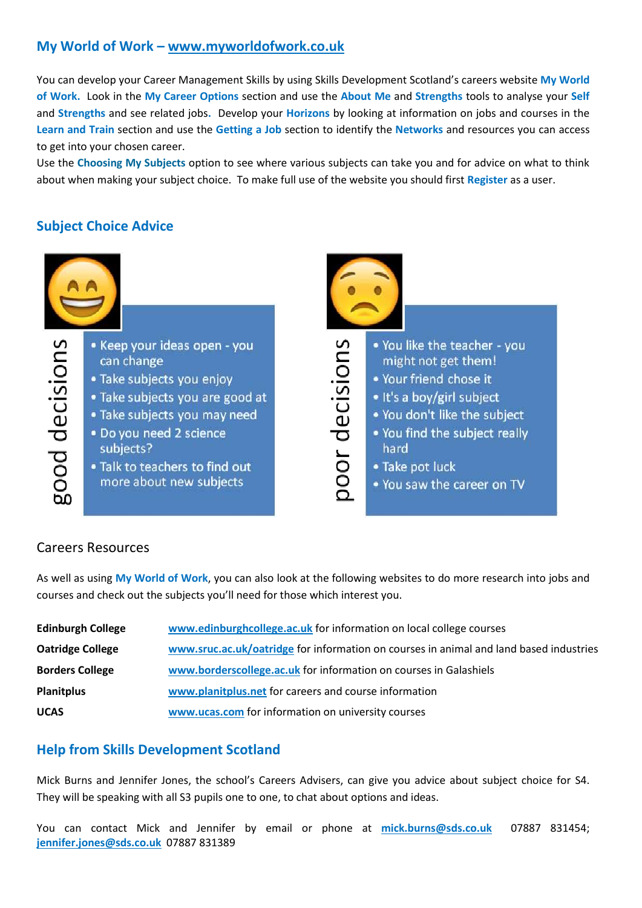## My World of Work – www.myworldofwork.co.uk

You can develop your Career Management Skills by using Skills Development Scotland's careers website **My World of Work.** Look in the **My Career Options** section and use the **About Me** and **Strengths** tools to analyse your **Self** and **Strengths** and see related jobs. Develop your **Horizons** by looking at information on jobs and courses in the **Learn and Train** section and use the **Getting a Job** section to identify the **Networks** and resources you can access to get into your chosen career.

Use the **Choosing My Subjects** option to see where various subjects can take you and for advice on what to think about when making your subject choice. To make full use of the website you should first **Register** as a user.

## Subject Choice Advice

**good decisions**

- Keep your ideas open - you can change
- Take subjects you enjoy
- Take subjects you are good at
- Take subjects you may need
- Do you need 2 science subjects?
- Talk to teachers to find out more about new subjects

**poor decisions**

- You like the teacher - you might not get them!
- Your friend chose it
- It's a boy/girl subject
- You don't like the subject
- You find the subject really hard
- Take pot luck
- You saw the career on TV

### Careers Resources

As well as using **My World of Work**, you can also look at the following websites to do more research into jobs and courses and check out the subjects you'll need for those which interest you.

| | |
|---|---|
| **Edinburgh College** | www.edinburghcollege.ac.uk for information on local college courses |
| **Oatridge College** | www.sruc.ac.uk/oatridge for information on courses in animal and land based industries |
| **Borders College** | www.borderscollege.ac.uk for information on courses in Galashiels |
| **Planitplus** | www.planitplus.net for careers and course information |
| **UCAS** | www.ucas.com for information on university courses |

## Help from Skills Development Scotland

Mick Burns and Jennifer Jones, the school's Careers Advisers, can give you advice about subject choice for S4. They will be speaking with all S3 pupils one to one, to chat about options and ideas.

You can contact Mick and Jennifer by email or phone at mick.burns@sds.co.uk 07887 831454; jennifer.jones@sds.co.uk 07887 831389